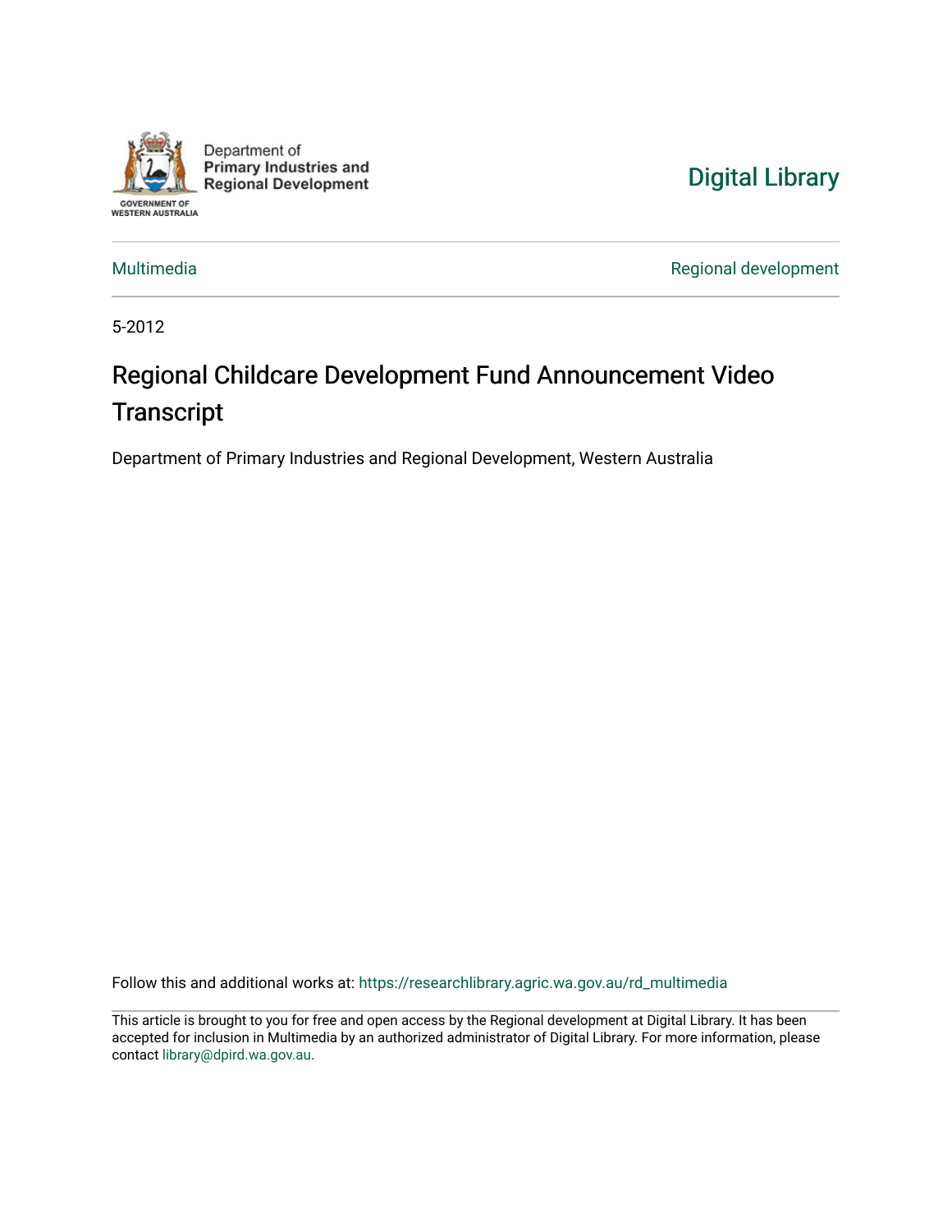Department of Primary Industries and Regional Development

GOVERNMENT OF WESTERN AUSTRALIA

Digital Library

Multimedia

Regional development

5-2012

# Regional Childcare Development Fund Announcement Video Transcript

Department of Primary Industries and Regional Development, Western Australia

Follow this and additional works at: https://researchlibrary.agric.wa.gov.au/rd_multimedia

This article is brought to you for free and open access by the Regional development at Digital Library. It has been accepted for inclusion in Multimedia by an authorized administrator of Digital Library. For more information, please contact library@dpird.wa.gov.au.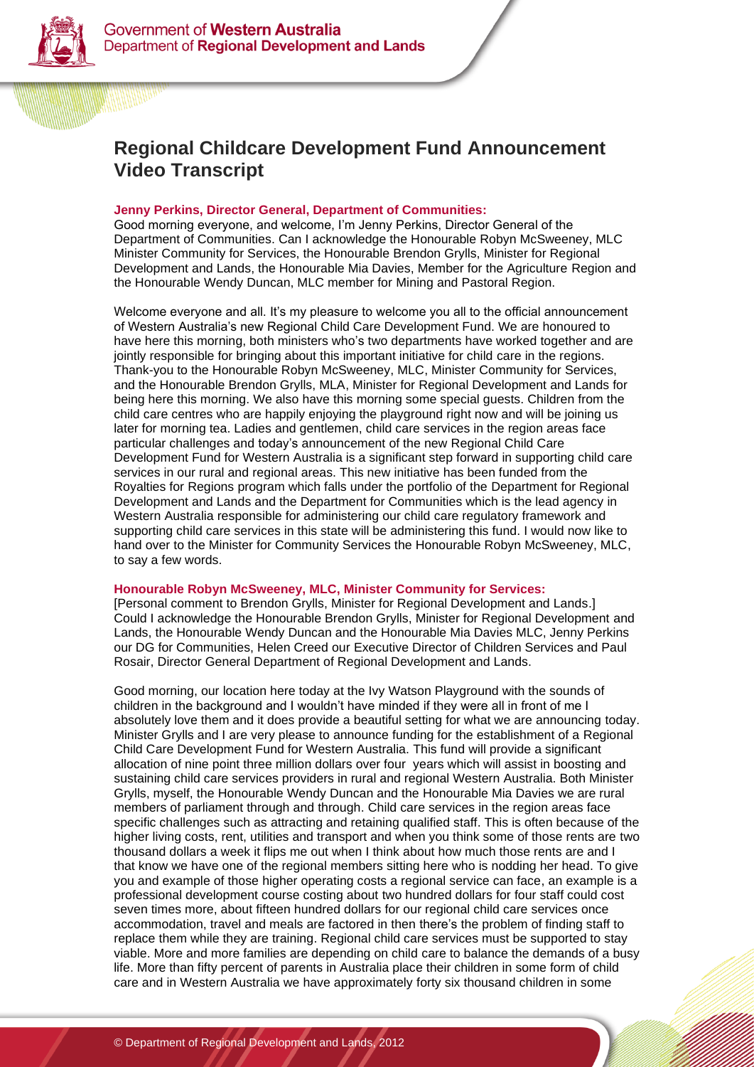# Regional Childcare Development Fund Announcement Video Transcript

**Jenny Perkins, Director General, Department of Communities:**

Good morning everyone, and welcome, I'm Jenny Perkins, Director General of the Department of Communities. Can I acknowledge the Honourable Robyn McSweeney, MLC Minister Community for Services, the Honourable Brendon Grylls, Minister for Regional Development and Lands, the Honourable Mia Davies, Member for the Agriculture Region and the Honourable Wendy Duncan, MLC member for Mining and Pastoral Region.

Welcome everyone and all. It's my pleasure to welcome you all to the official announcement of Western Australia's new Regional Child Care Development Fund. We are honoured to have here this morning, both ministers who's two departments have worked together and are jointly responsible for bringing about this important initiative for child care in the regions. Thank-you to the Honourable Robyn McSweeney, MLC, Minister Community for Services, and the Honourable Brendon Grylls, MLA, Minister for Regional Development and Lands for being here this morning. We also have this morning some special guests. Children from the child care centres who are happily enjoying the playground right now and will be joining us later for morning tea. Ladies and gentlemen, child care services in the region areas face particular challenges and today's announcement of the new Regional Child Care Development Fund for Western Australia is a significant step forward in supporting child care services in our rural and regional areas. This new initiative has been funded from the Royalties for Regions program which falls under the portfolio of the Department for Regional Development and Lands and the Department for Communities which is the lead agency in Western Australia responsible for administering our child care regulatory framework and supporting child care services in this state will be administering this fund. I would now like to hand over to the Minister for Community Services the Honourable Robyn McSweeney, MLC, to say a few words.

**Honourable Robyn McSweeney, MLC, Minister Community for Services:**

[Personal comment to Brendon Grylls, Minister for Regional Development and Lands.] Could I acknowledge the Honourable Brendon Grylls, Minister for Regional Development and Lands, the Honourable Wendy Duncan and the Honourable Mia Davies MLC, Jenny Perkins our DG for Communities, Helen Creed our Executive Director of Children Services and Paul Rosair, Director General Department of Regional Development and Lands.

Good morning, our location here today at the Ivy Watson Playground with the sounds of children in the background and I wouldn't have minded if they were all in front of me I absolutely love them and it does provide a beautiful setting for what we are announcing today. Minister Grylls and I are very please to announce funding for the establishment of a Regional Child Care Development Fund for Western Australia. This fund will provide a significant allocation of nine point three million dollars over four years which will assist in boosting and sustaining child care services providers in rural and regional Western Australia. Both Minister Grylls, myself, the Honourable Wendy Duncan and the Honourable Mia Davies we are rural members of parliament through and through. Child care services in the region areas face specific challenges such as attracting and retaining qualified staff. This is often because of the higher living costs, rent, utilities and transport and when you think some of those rents are two thousand dollars a week it flips me out when I think about how much those rents are and I that know we have one of the regional members sitting here who is nodding her head. To give you and example of those higher operating costs a regional service can face, an example is a professional development course costing about two hundred dollars for four staff could cost seven times more, about fifteen hundred dollars for our regional child care services once accommodation, travel and meals are factored in then there's the problem of finding staff to replace them while they are training. Regional child care services must be supported to stay viable. More and more families are depending on child care to balance the demands of a busy life. More than fifty percent of parents in Australia place their children in some form of child care and in Western Australia we have approximately forty six thousand children in some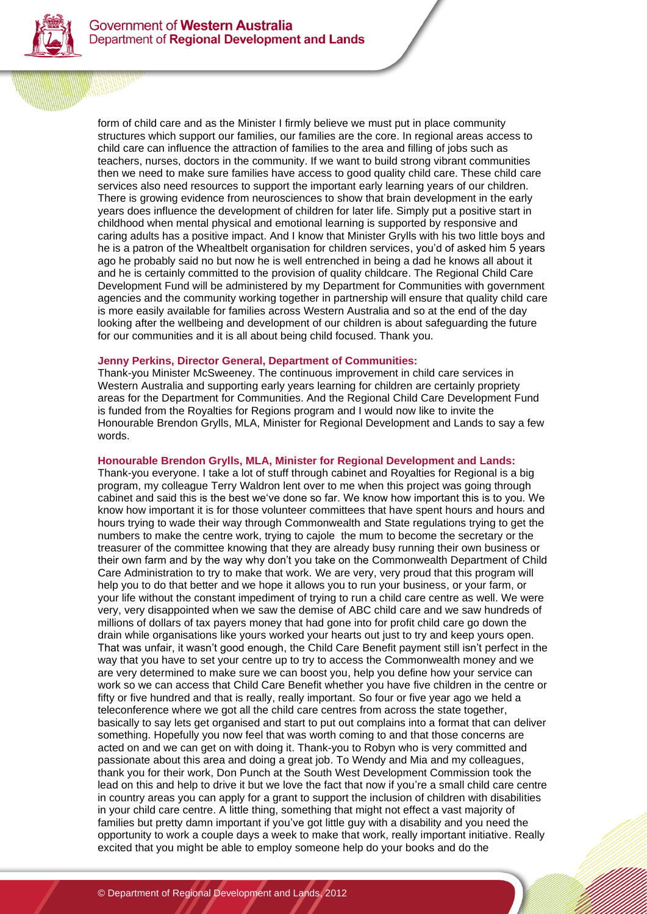form of child care and as the Minister I firmly believe we must put in place community structures which support our families, our families are the core. In regional areas access to child care can influence the attraction of families to the area and filling of jobs such as teachers, nurses, doctors in the community. If we want to build strong vibrant communities then we need to make sure families have access to good quality child care. These child care services also need resources to support the important early learning years of our children. There is growing evidence from neurosciences to show that brain development in the early years does influence the development of children for later life. Simply put a positive start in childhood when mental physical and emotional learning is supported by responsive and caring adults has a positive impact. And I know that Minister Grylls with his two little boys and he is a patron of the Whealtbelt organisation for children services, you'd of asked him 5 years ago he probably said no but now he is well entrenched in being a dad he knows all about it and he is certainly committed to the provision of quality childcare. The Regional Child Care Development Fund will be administered by my Department for Communities with government agencies and the community working together in partnership will ensure that quality child care is more easily available for families across Western Australia and so at the end of the day looking after the wellbeing and development of our children is about safeguarding the future for our communities and it is all about being child focused. Thank you.

**Jenny Perkins, Director General, Department of Communities:**

Thank-you Minister McSweeney. The continuous improvement in child care services in Western Australia and supporting early years learning for children are certainly propriety areas for the Department for Communities. And the Regional Child Care Development Fund is funded from the Royalties for Regions program and I would now like to invite the Honourable Brendon Grylls, MLA, Minister for Regional Development and Lands to say a few words.

**Honourable Brendon Grylls, MLA, Minister for Regional Development and Lands:**

Thank-you everyone. I take a lot of stuff through cabinet and Royalties for Regional is a big program, my colleague Terry Waldron lent over to me when this project was going through cabinet and said this is the best we've done so far. We know how important this is to you. We know how important it is for those volunteer committees that have spent hours and hours and hours trying to wade their way through Commonwealth and State regulations trying to get the numbers to make the centre work, trying to cajole the mum to become the secretary or the treasurer of the committee knowing that they are already busy running their own business or their own farm and by the way why don't you take on the Commonwealth Department of Child Care Administration to try to make that work. We are very, very proud that this program will help you to do that better and we hope it allows you to run your business, or your farm, or your life without the constant impediment of trying to run a child care centre as well. We were very, very disappointed when we saw the demise of ABC child care and we saw hundreds of millions of dollars of tax payers money that had gone into for profit child care go down the drain while organisations like yours worked your hearts out just to try and keep yours open. That was unfair, it wasn't good enough, the Child Care Benefit payment still isn't perfect in the way that you have to set your centre up to try to access the Commonwealth money and we are very determined to make sure we can boost you, help you define how your service can work so we can access that Child Care Benefit whether you have five children in the centre or fifty or five hundred and that is really, really important. So four or five year ago we held a teleconference where we got all the child care centres from across the state together, basically to say lets get organised and start to put out complains into a format that can deliver something. Hopefully you now feel that was worth coming to and that those concerns are acted on and we can get on with doing it. Thank-you to Robyn who is very committed and passionate about this area and doing a great job. To Wendy and Mia and my colleagues, thank you for their work, Don Punch at the South West Development Commission took the lead on this and help to drive it but we love the fact that now if you're a small child care centre in country areas you can apply for a grant to support the inclusion of children with disabilities in your child care centre. A little thing, something that might not effect a vast majority of families but pretty damn important if you've got little guy with a disability and you need the opportunity to work a couple days a week to make that work, really important initiative. Really excited that you might be able to employ someone help do your books and do the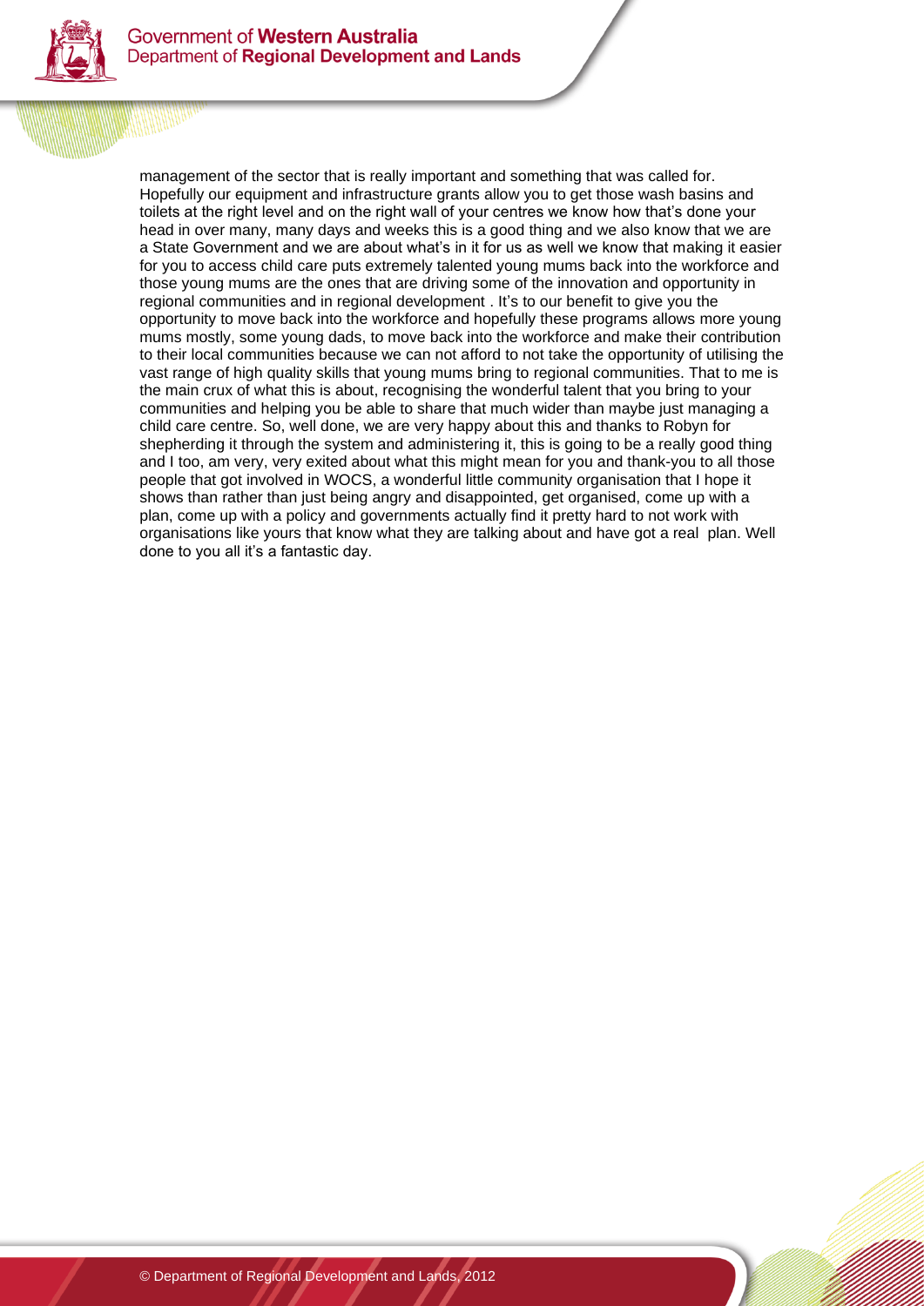management of the sector that is really important and something that was called for. Hopefully our equipment and infrastructure grants allow you to get those wash basins and toilets at the right level and on the right wall of your centres we know how that's done your head in over many, many days and weeks this is a good thing and we also know that we are a State Government and we are about what's in it for us as well we know that making it easier for you to access child care puts extremely talented young mums back into the workforce and those young mums are the ones that are driving some of the innovation and opportunity in regional communities and in regional development . It's to our benefit to give you the opportunity to move back into the workforce and hopefully these programs allows more young mums mostly, some young dads, to move back into the workforce and make their contribution to their local communities because we can not afford to not take the opportunity of utilising the vast range of high quality skills that young mums bring to regional communities. That to me is the main crux of what this is about, recognising the wonderful talent that you bring to your communities and helping you be able to share that much wider than maybe just managing a child care centre. So, well done, we are very happy about this and thanks to Robyn for shepherding it through the system and administering it, this is going to be a really good thing and I too, am very, very exited about what this might mean for you and thank-you to all those people that got involved in WOCS, a wonderful little community organisation that I hope it shows than rather than just being angry and disappointed, get organised, come up with a plan, come up with a policy and governments actually find it pretty hard to not work with organisations like yours that know what they are talking about and have got a real plan. Well done to you all it's a fantastic day.